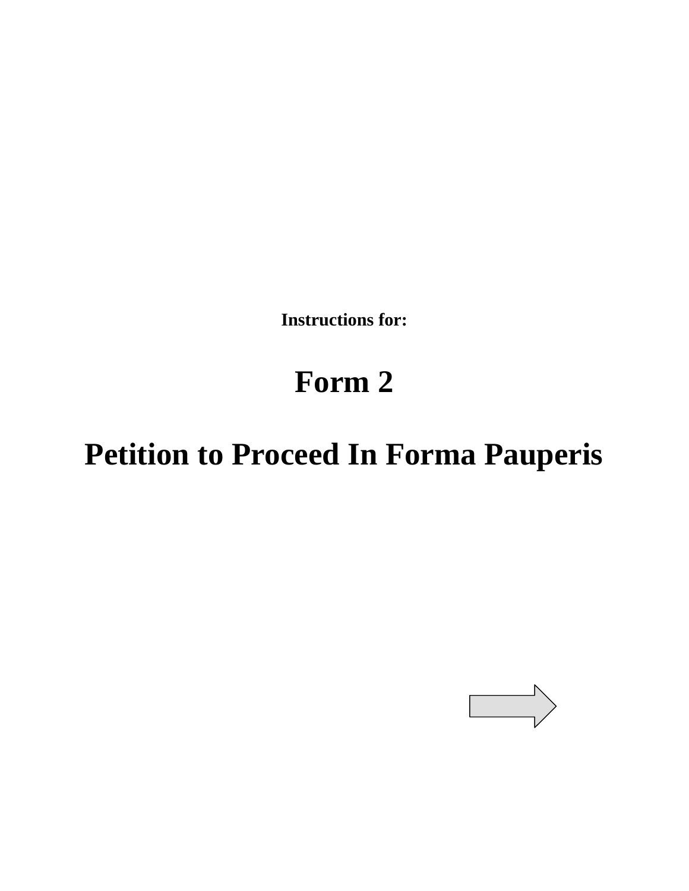**Instructions for:**

# Form 2

# Petition to Proceed In Forma Pauperis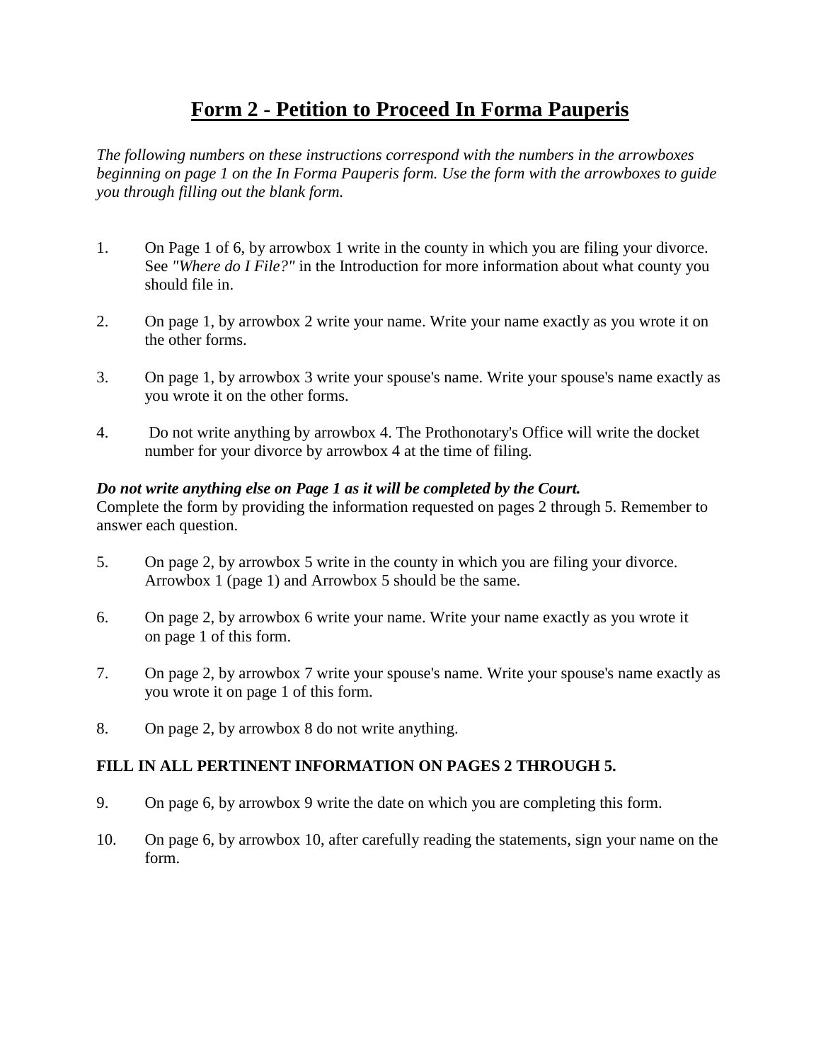# Form 2 - Petition to Proceed In Forma Pauperis

*The following numbers on these instructions correspond with the numbers in the arrowboxes beginning on page 1 on the In Forma Pauperis form. Use the form with the arrowboxes to guide you through filling out the blank form.*

1. On Page 1 of 6, by arrowbox 1 write in the county in which you are filing your divorce. See *"Where do I File?"* in the Introduction for more information about what county you should file in.

2. On page 1, by arrowbox 2 write your name. Write your name exactly as you wrote it on the other forms.

3. On page 1, by arrowbox 3 write your spouse's name. Write your spouse's name exactly as you wrote it on the other forms.

4. Do not write anything by arrowbox 4. The Prothonotary's Office will write the docket number for your divorce by arrowbox 4 at the time of filing.

***Do not write anything else on Page 1 as it will be completed by the Court.***
Complete the form by providing the information requested on pages 2 through 5. Remember to answer each question.

5. On page 2, by arrowbox 5 write in the county in which you are filing your divorce. Arrowbox 1 (page 1) and Arrowbox 5 should be the same.

6. On page 2, by arrowbox 6 write your name. Write your name exactly as you wrote it on page 1 of this form.

7. On page 2, by arrowbox 7 write your spouse's name. Write your spouse's name exactly as you wrote it on page 1 of this form.

8. On page 2, by arrowbox 8 do not write anything.

**FILL IN ALL PERTINENT INFORMATION ON PAGES 2 THROUGH 5.**

9. On page 6, by arrowbox 9 write the date on which you are completing this form.

10. On page 6, by arrowbox 10, after carefully reading the statements, sign your name on the form.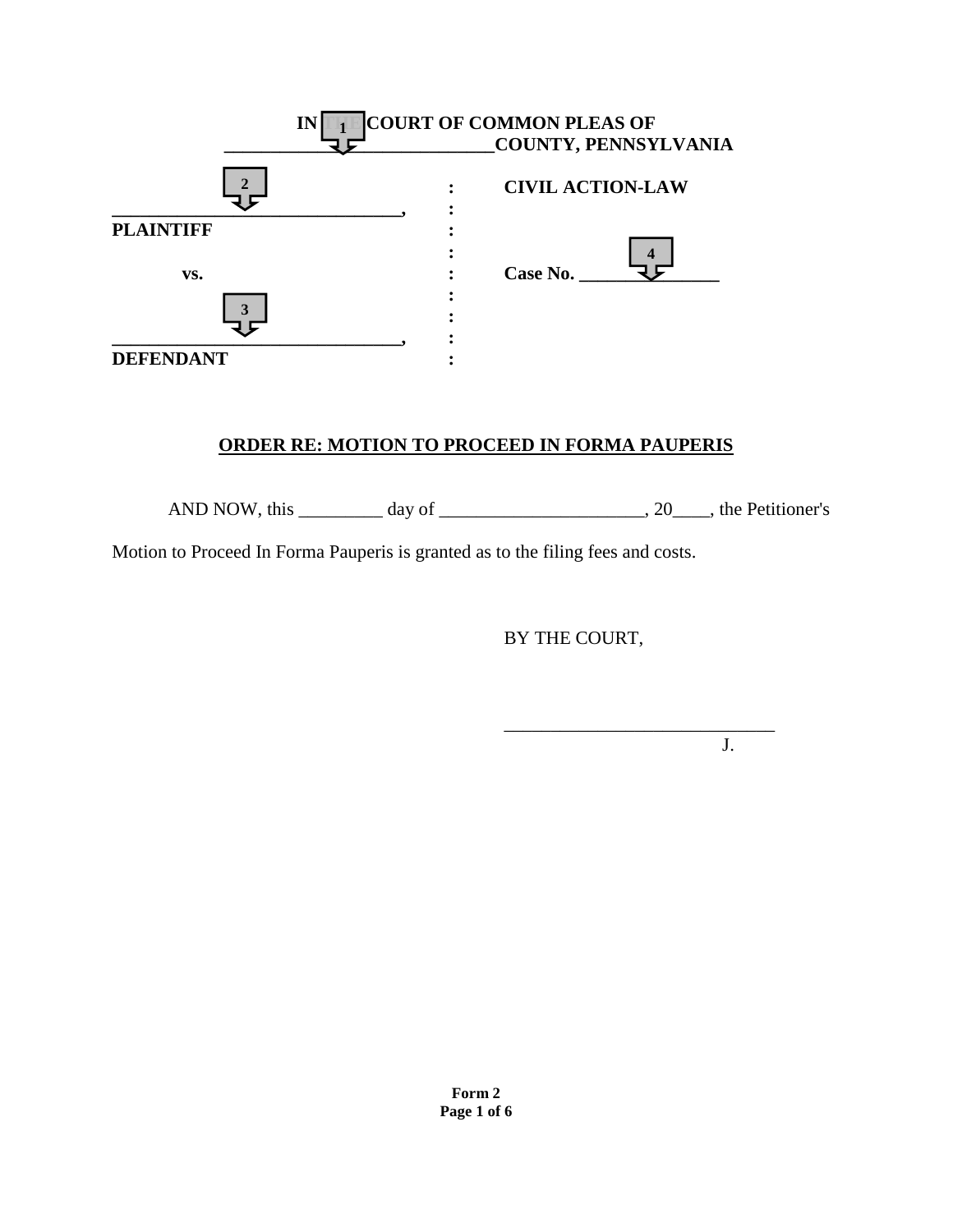IN THE COURT OF COMMON PLEAS OF
_____________________________COUNTY, PENNSYLVANIA

| | | |
|---|---|---|
| _______________________________, | : | **CIVIL ACTION-LAW** |
| **PLAINTIFF** | : | |
| | : | |
| **vs.** | : | **Case No.** _______________ |
| | : | |
| _______________________________, | : | |
| **DEFENDANT** | : | |

**ORDER RE: MOTION TO PROCEED IN FORMA PAUPERIS**

AND NOW, this _________ day of ______________________, 20____, the Petitioner's Motion to Proceed In Forma Pauperis is granted as to the filing fees and costs.

BY THE COURT,

_____________________________
J.

**Form 2**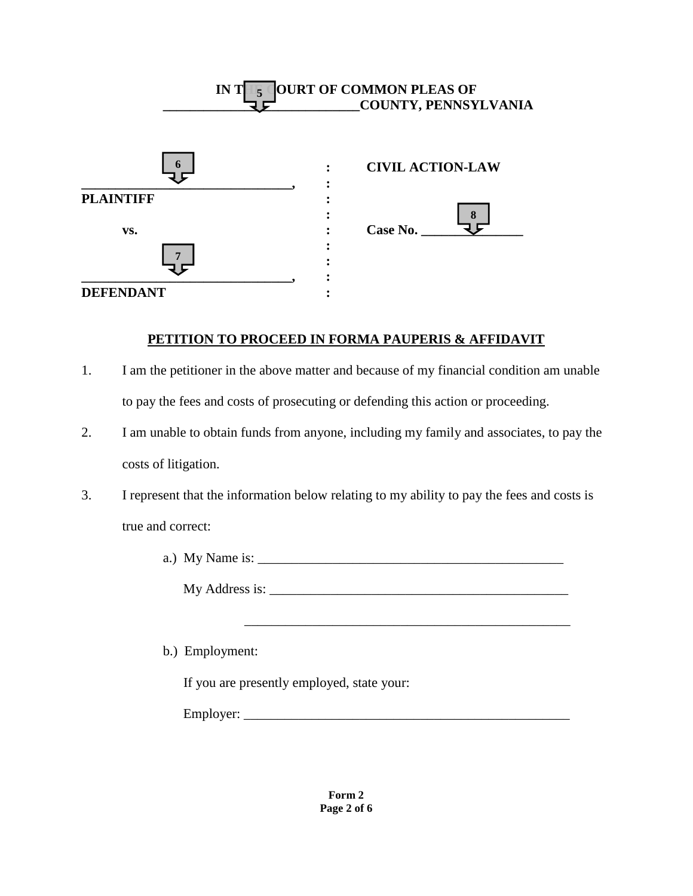**IN THE COURT OF COMMON PLEAS OF**
**______________________________COUNTY, PENNSYLVANIA**

| | | |
|---|---|---|
| **________________________________,** | : | **CIVIL ACTION-LAW** |
| **PLAINTIFF** | : | |
| | : | |
| **vs.** | : | **Case No. _______________** |
| | : | |
| **________________________________,** | : | |
| **DEFENDANT** | : | |

## PETITION TO PROCEED IN FORMA PAUPERIS & AFFIDAVIT

1. I am the petitioner in the above matter and because of my financial condition am unable to pay the fees and costs of prosecuting or defending this action or proceeding.

2. I am unable to obtain funds from anyone, including my family and associates, to pay the costs of litigation.

3. I represent that the information below relating to my ability to pay the fees and costs is true and correct:

   a.) My Name is: _______________________________________________

   My Address is: _______________________________________________

   _______________________________________________

   b.) Employment:

   If you are presently employed, state your:

   Employer: _______________________________________________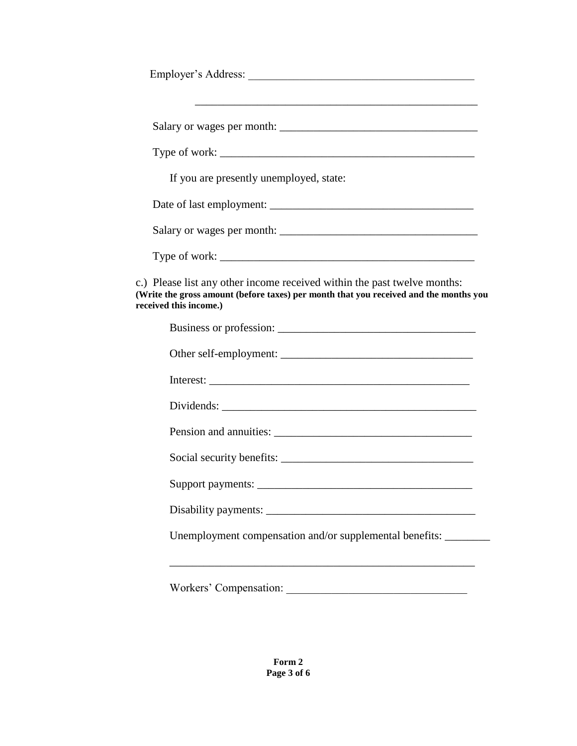Employer's Address: ________________________________________

__________________________________________________

Salary or wages per month: ___________________________________

Type of work: _____________________________________________

If you are presently unemployed, state:

Date of last employment: ____________________________________

Salary or wages per month: ___________________________________

Type of work: _____________________________________________

c.) Please list any other income received within the past twelve months: **(Write the gross amount (before taxes) per month that you received and the months you received this income.)**

Business or profession: ___________________________________

Other self-employment: ___________________________________

Interest: _______________________________________________

Dividends: _____________________________________________

Pension and annuities: ___________________________________

Social security benefits: _________________________________

Support payments: _______________________________________

Disability payments: _____________________________________

Unemployment compensation and/or supplemental benefits: ________

_______________________________________________________

Workers' Compensation: _______________________________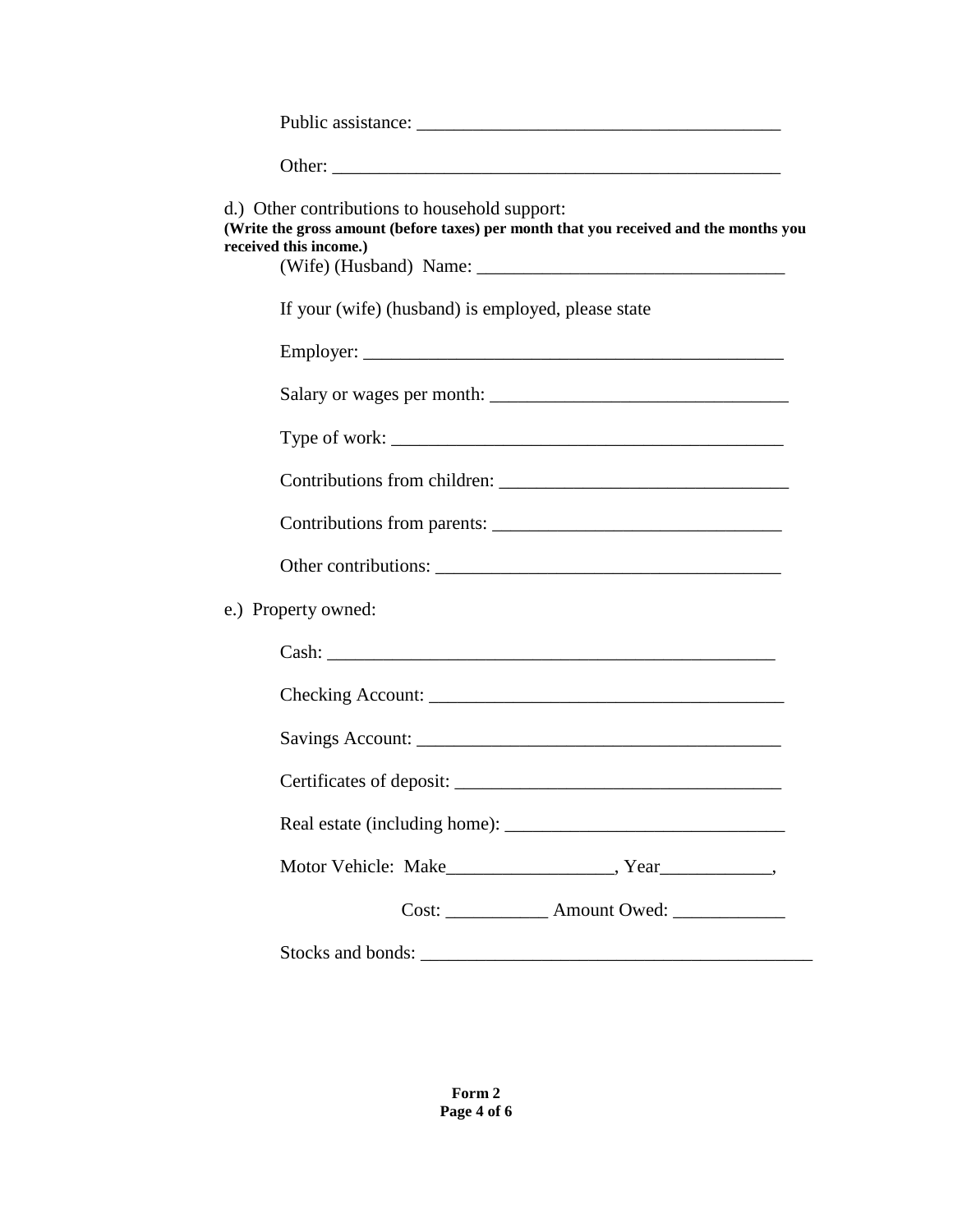Public assistance: _______________________________________

Other: ________________________________________________

d.) Other contributions to household support:
**(Write the gross amount (before taxes) per month that you received and the months you received this income.)**

(Wife) (Husband) Name: _________________________________

If your (wife) (husband) is employed, please state

Employer: ______________________________________________

Salary or wages per month: ________________________________

Type of work: __________________________________________

Contributions from children: _______________________________

Contributions from parents: _______________________________

Other contributions: _____________________________________

e.) Property owned:

Cash: ________________________________________________

Checking Account: ______________________________________

Savings Account: _______________________________________

Certificates of deposit: ___________________________________

Real estate (including home): ______________________________

Motor Vehicle: Make__________________, Year____________,

Cost: ___________ Amount Owed: ____________

Stocks and bonds: __________________________________________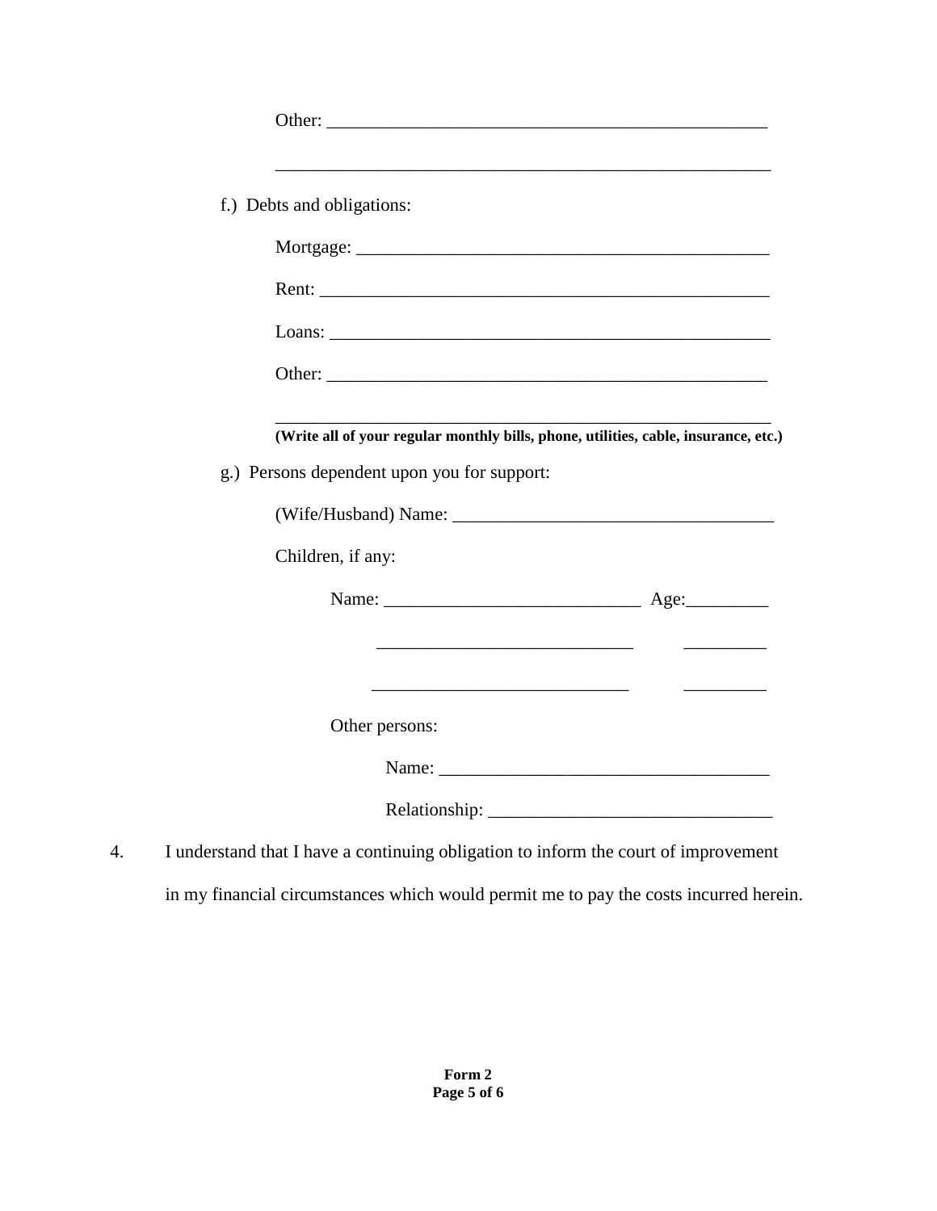Other: ________________________________________________

________________________________________________________

f.) Debts and obligations:

Mortgage: ______________________________________________

Rent: __________________________________________________

Loans: _________________________________________________

Other: _________________________________________________

________________________________________________________
**(Write all of your regular monthly bills, phone, utilities, cable, insurance, etc.)**

g.) Persons dependent upon you for support:

(Wife/Husband) Name: ___________________________________

Children, if any:

Name: ____________________________ Age:_________

____________________________ _________

____________________________ _________

Other persons:

Name: ____________________________________

Relationship: ______________________________

4. I understand that I have a continuing obligation to inform the court of improvement in my financial circumstances which would permit me to pay the costs incurred herein.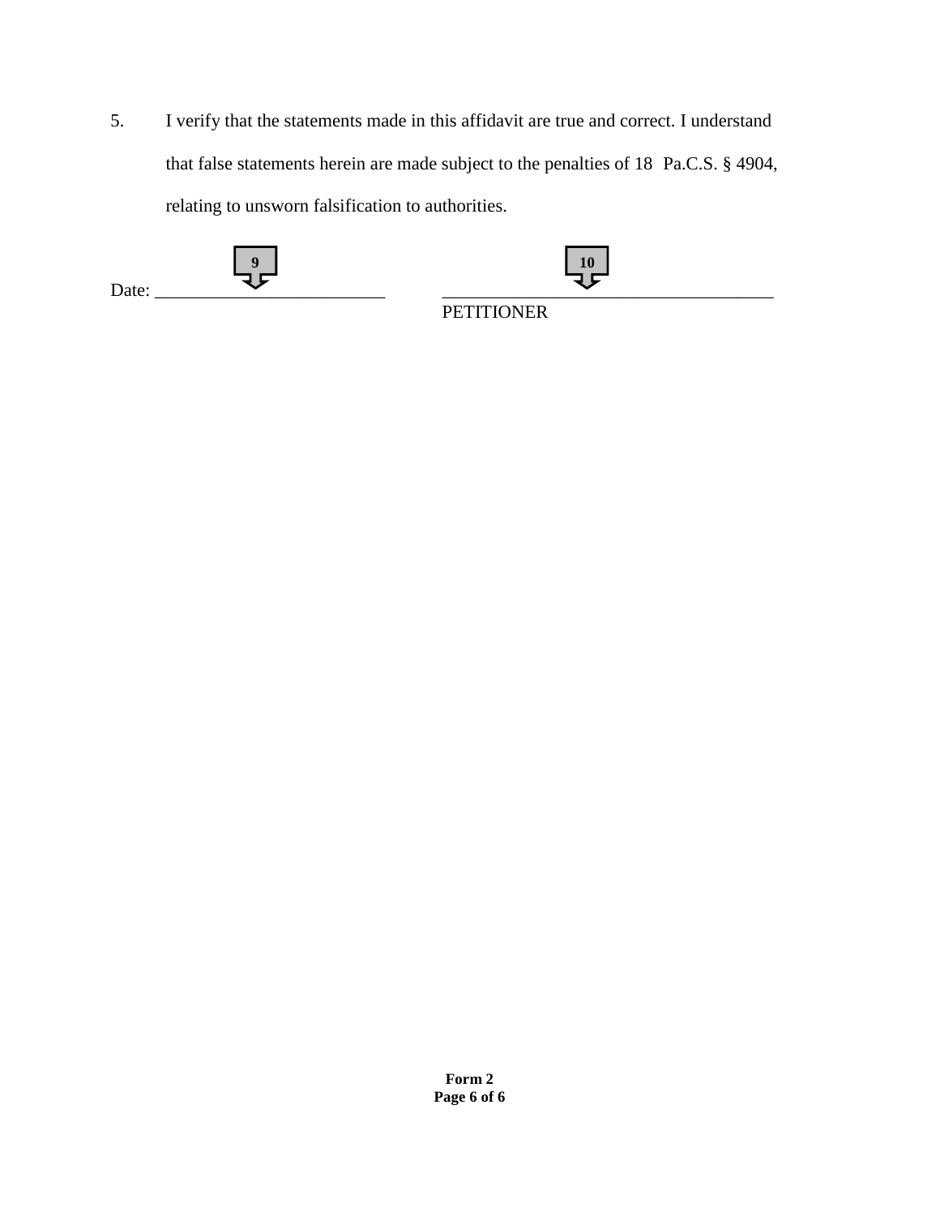5. I verify that the statements made in this affidavit are true and correct. I understand that false statements herein are made subject to the penalties of 18 Pa.C.S. § 4904, relating to unsworn falsification to authorities.

9 10

Date: _________________________ ____________________________________
PETITIONER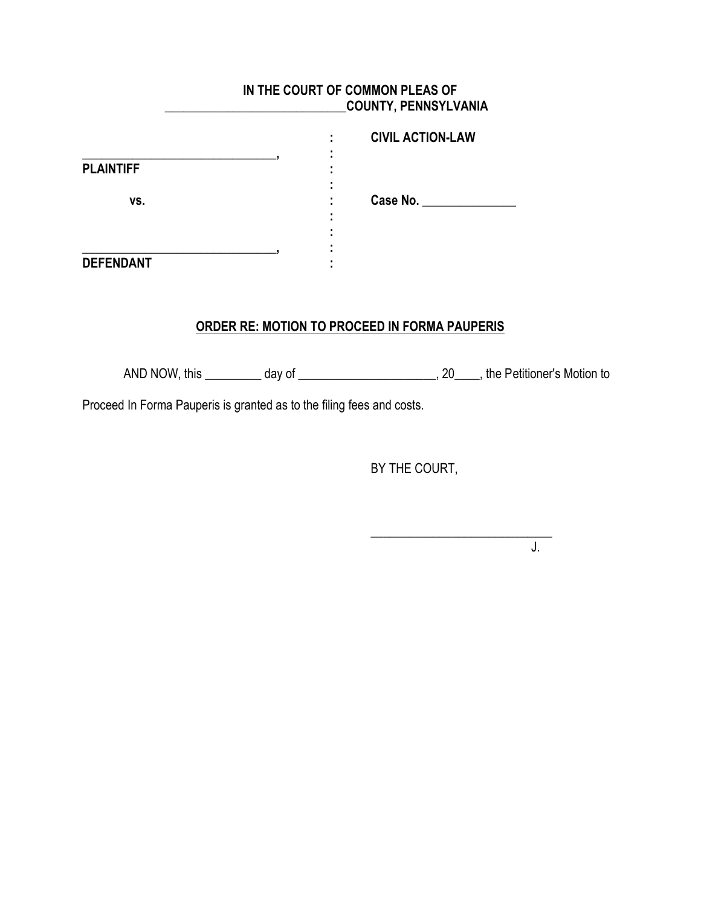**IN THE COURT OF COMMON PLEAS OF**
**_____________________________COUNTY, PENNSYLVANIA**

| | | |
|---|---|---|
| _______________________________, | : | **CIVIL ACTION-LAW** |
| **PLAINTIFF** | : | |
| **vs.** | : | **Case No.** _______________ |
| _______________________________, | : | |
| **DEFENDANT** | : | |

**ORDER RE: MOTION TO PROCEED IN FORMA PAUPERIS**

AND NOW, this _________ day of ______________________, 20____, the Petitioner's Motion to Proceed In Forma Pauperis is granted as to the filing fees and costs.

BY THE COURT,

_____________________________
J.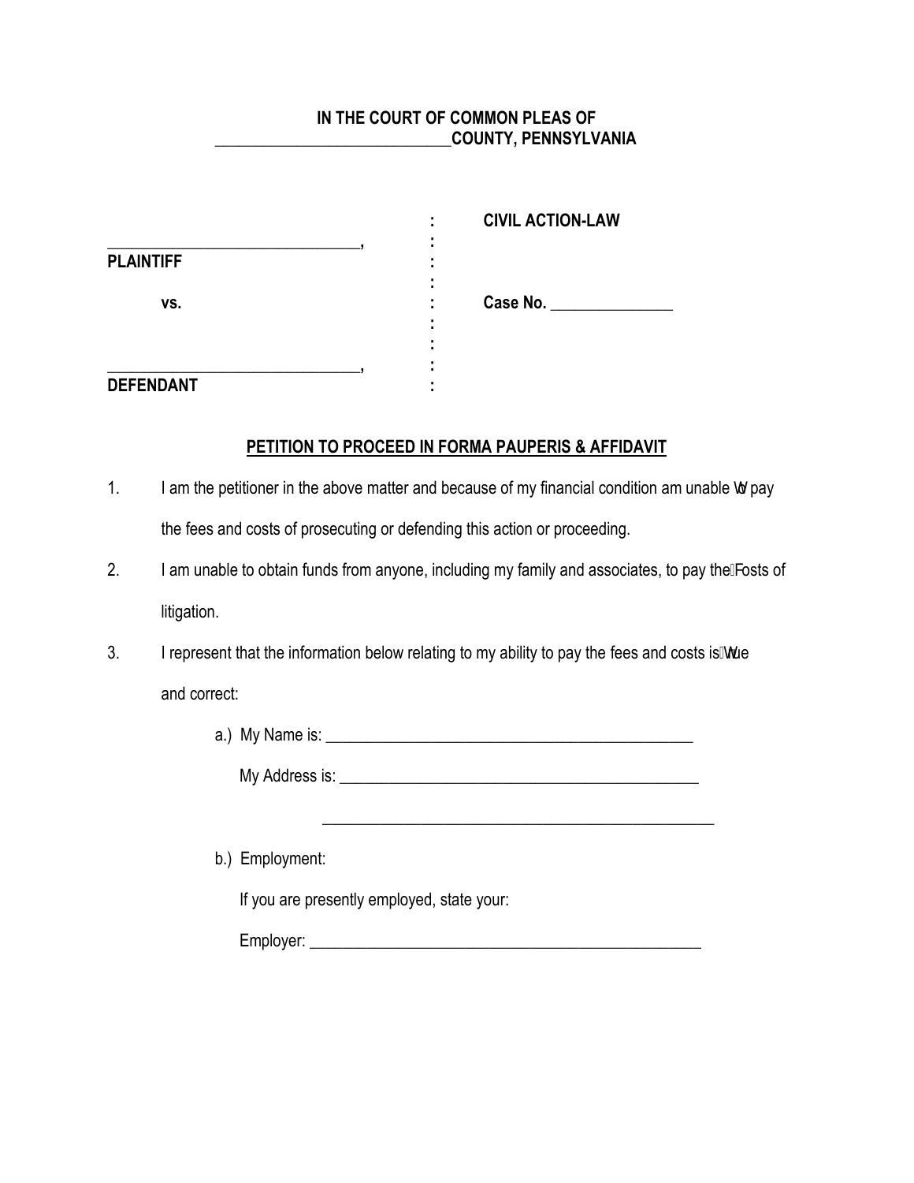**IN THE COURT OF COMMON PLEAS OF**
**\_\_\_\_\_\_\_\_\_\_\_\_\_\_\_\_\_\_\_\_\_\_\_\_\_\_\_\_\_\_COUNTY, PENNSYLVANIA**

| | | |
|---|---|---|
| \_\_\_\_\_\_\_\_\_\_\_\_\_\_\_\_\_\_\_\_\_\_\_\_\_\_\_\_\_\_\_\_, | : | **CIVIL ACTION-LAW** |
| **PLAINTIFF** | : | |
| **vs.** | : | **Case No.** \_\_\_\_\_\_\_\_\_\_\_\_\_\_\_ |
| \_\_\_\_\_\_\_\_\_\_\_\_\_\_\_\_\_\_\_\_\_\_\_\_\_\_\_\_\_\_\_\_, | : | |
| **DEFENDANT** | : | |

**PETITION TO PROCEED IN FORMA PAUPERIS & AFFIDAVIT**

1. I am the petitioner in the above matter and because of my financial condition am unable to pay the fees and costs of prosecuting or defending this action or proceeding.

2. I am unable to obtain funds from anyone, including my family and associates, to pay the costs of litigation.

3. I represent that the information below relating to my ability to pay the fees and costs is true and correct:

   a.) My Name is: \_\_\_\_\_\_\_\_\_\_\_\_\_\_\_\_\_\_\_\_\_\_\_\_\_\_\_\_\_\_\_\_\_\_\_\_\_\_\_\_\_\_\_\_\_\_

   My Address is: \_\_\_\_\_\_\_\_\_\_\_\_\_\_\_\_\_\_\_\_\_\_\_\_\_\_\_\_\_\_\_\_\_\_\_\_\_\_\_\_\_\_\_\_\_

   \_\_\_\_\_\_\_\_\_\_\_\_\_\_\_\_\_\_\_\_\_\_\_\_\_\_\_\_\_\_\_\_\_\_\_\_\_\_\_\_\_\_\_\_\_\_\_\_\_

   b.) Employment:

   If you are presently employed, state your:

   Employer: \_\_\_\_\_\_\_\_\_\_\_\_\_\_\_\_\_\_\_\_\_\_\_\_\_\_\_\_\_\_\_\_\_\_\_\_\_\_\_\_\_\_\_\_\_\_\_\_\_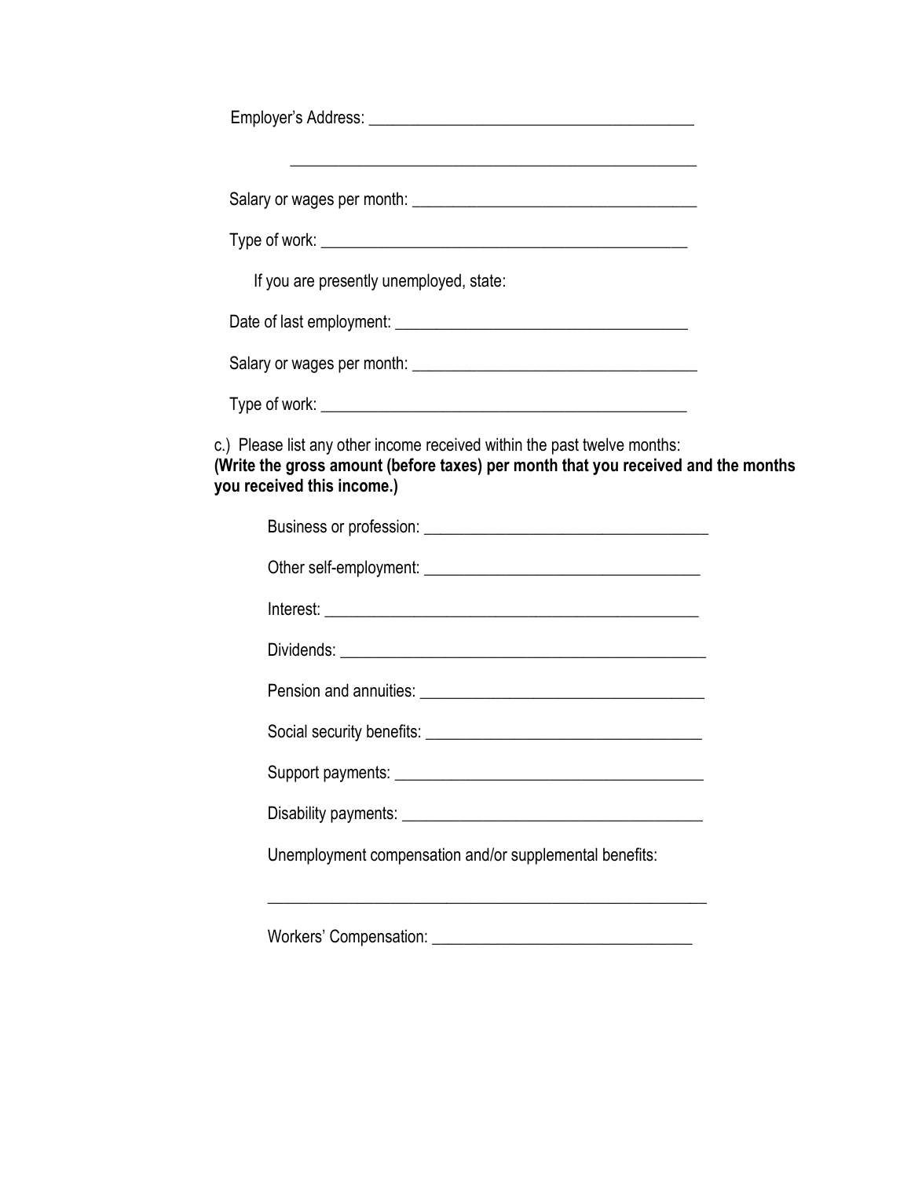Employer's Address: ________________________________________

________________________________________________

Salary or wages per month: ___________________________________

Type of work: _____________________________________________

If you are presently unemployed, state:

Date of last employment: ____________________________________

Salary or wages per month: ___________________________________

Type of work: _____________________________________________

c.) Please list any other income received within the past twelve months:
**(Write the gross amount (before taxes) per month that you received and the months you received this income.)**

Business or profession: _________________________________

Other self-employment: _________________________________

Interest: _____________________________________________

Dividends: ____________________________________________

Pension and annuities: __________________________________

Social security benefits: _________________________________

Support payments: _____________________________________

Disability payments: ____________________________________

Unemployment compensation and/or supplemental benefits:

_____________________________________________________

Workers' Compensation: ________________________________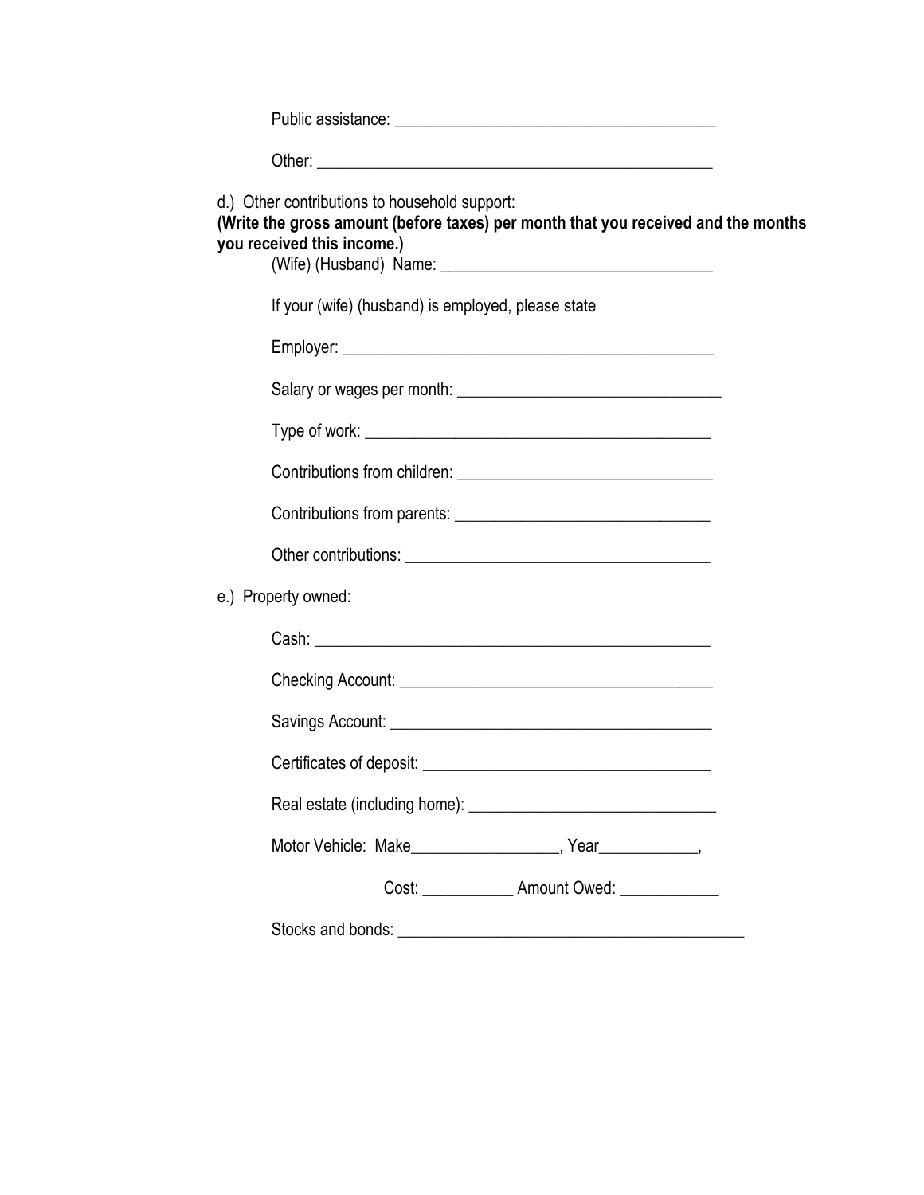Public assistance: _______________________________________

Other: _______________________________________________

d.) Other contributions to household support:
**(Write the gross amount (before taxes) per month that you received and the months you received this income.)**

(Wife) (Husband) Name: ________________________________

If your (wife) (husband) is employed, please state

Employer: _____________________________________________

Salary or wages per month: _______________________________

Type of work: __________________________________________

Contributions from children: ______________________________

Contributions from parents: ______________________________

Other contributions: ____________________________________

e.) Property owned:

Cash: _______________________________________________

Checking Account: _____________________________________

Savings Account: ______________________________________

Certificates of deposit: __________________________________

Real estate (including home): _____________________________

Motor Vehicle: Make__________________, Year____________,

Cost: ___________ Amount Owed: ____________

Stocks and bonds: __________________________________________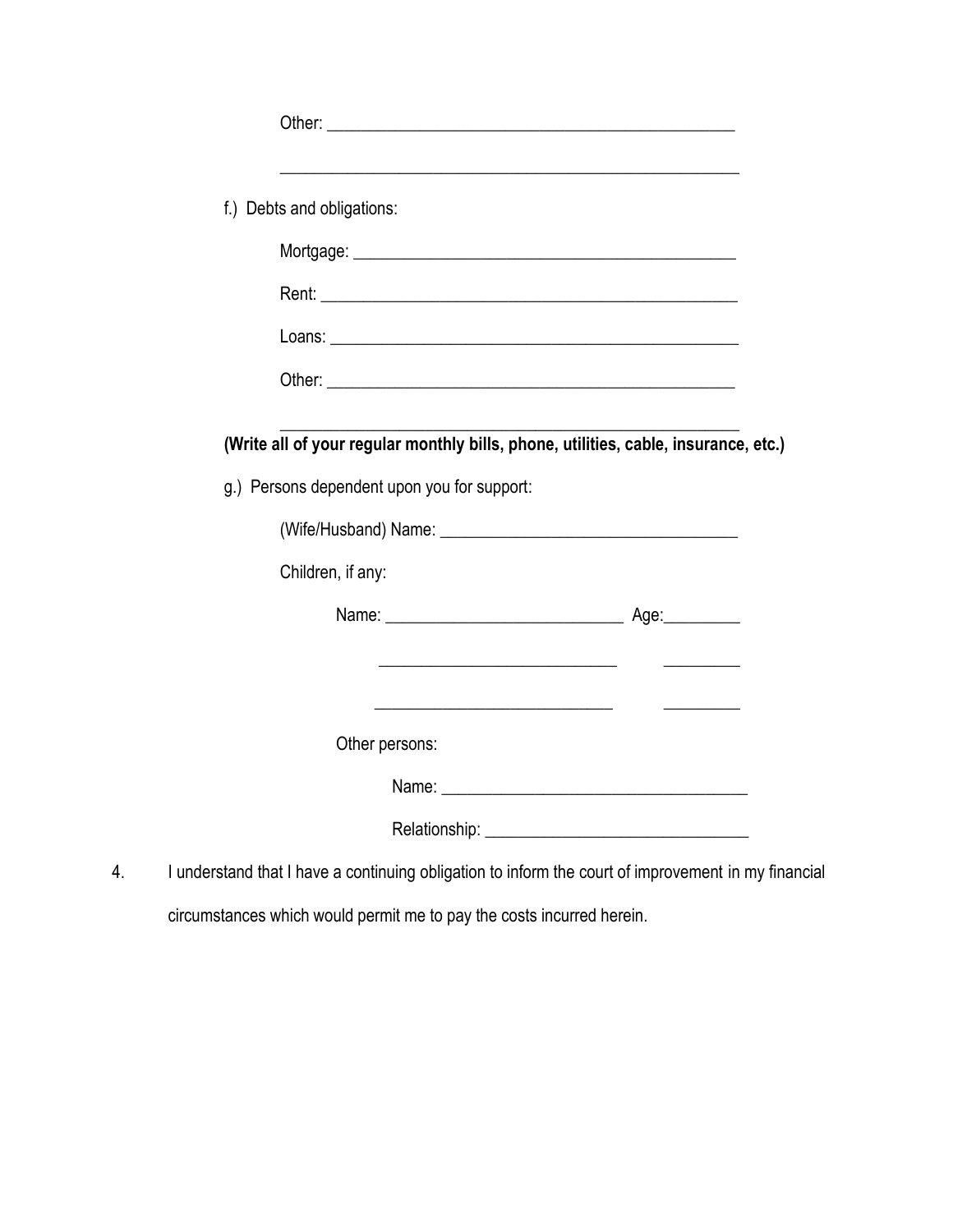Other: ______________________________________________

______________________________________________________

f.) Debts and obligations:

Mortgage: ____________________________________________

Rent: _______________________________________________

Loans: ______________________________________________

Other: ______________________________________________

______________________________________________________

**(Write all of your regular monthly bills, phone, utilities, cable, insurance, etc.)**

g.) Persons dependent upon you for support:

(Wife/Husband) Name: _________________________________

Children, if any:

Name: ___________________________ Age: _________

___________________________ _________

___________________________ _________

Other persons:

Name: ___________________________________

Relationship: _____________________________

4. I understand that I have a continuing obligation to inform the court of improvement in my financial circumstances which would permit me to pay the costs incurred herein.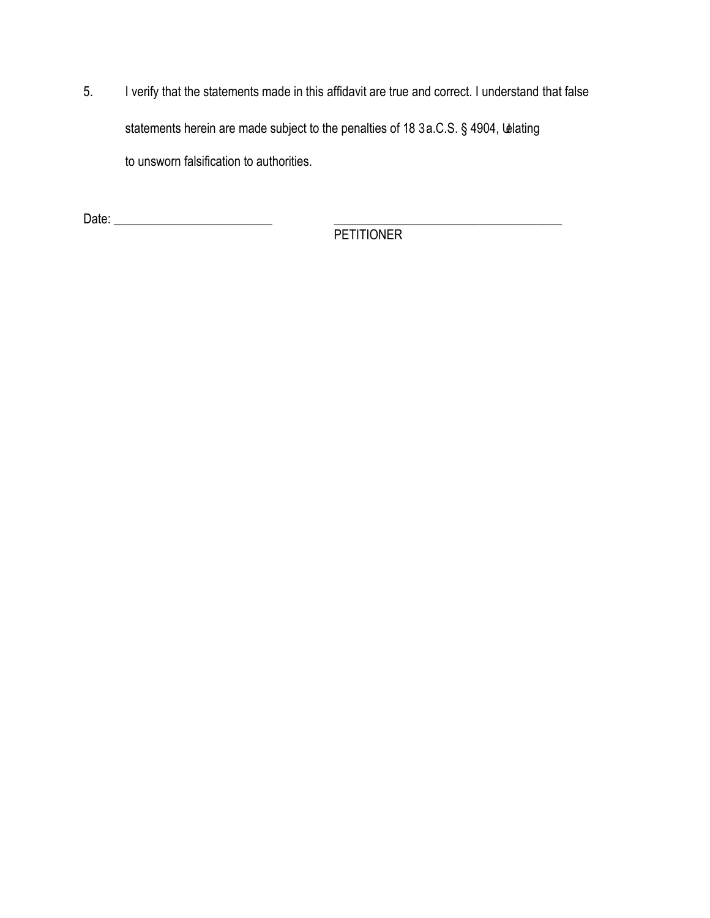5. I verify that the statements made in this affidavit are true and correct. I understand that false statements herein are made subject to the penalties of 18 Pa.C.S. § 4904, relating to unsworn falsification to authorities.

Date: _________________________ ____________________________________

PETITIONER